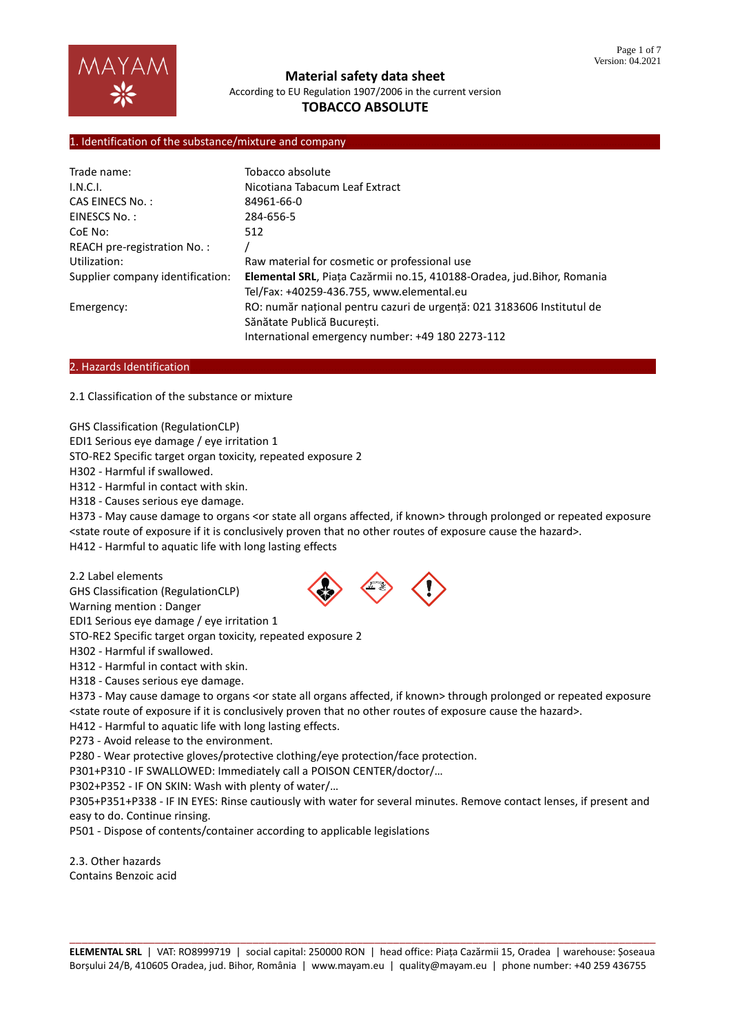# Material safety data sheet

According to EU Regulation 1907/2006 in the current version

**TOBACCO ABSOLUTE**

## 1. Identification of the substance/mixture and company

| | |
|---|---|
| Trade name: | Tobacco absolute |
| I.N.C.I. | Nicotiana Tabacum Leaf Extract |
| CAS EINECS No. : | 84961-66-0 |
| EINESCS No. : | 284-656-5 |
| CoE No: | 512 |
| REACH pre-registration No. : | / |
| Utilization: | Raw material for cosmetic or professional use |
| Supplier company identification: | **Elemental SRL**, Piața Cazărmii no.15, 410188-Oradea, jud.Bihor, Romania<br>Tel/Fax: +40259-436.755, www.elemental.eu |
| Emergency: | RO: număr național pentru cazuri de urgență: 021 3183606 Institutul de Sănătate Publică București.<br>International emergency number: +49 180 2273-112 |

## 2. Hazards Identification

2.1 Classification of the substance or mixture

GHS Classification (RegulationCLP)
EDI1 Serious eye damage / eye irritation 1
STO-RE2 Specific target organ toxicity, repeated exposure 2
H302 - Harmful if swallowed.
H312 - Harmful in contact with skin.
H318 - Causes serious eye damage.
H373 - May cause damage to organs <or state all organs affected, if known> through prolonged or repeated exposure <state route of exposure if it is conclusively proven that no other routes of exposure cause the hazard>.
H412 - Harmful to aquatic life with long lasting effects

2.2 Label elements
GHS Classification (RegulationCLP)
Warning mention : Danger
EDI1 Serious eye damage / eye irritation 1
STO-RE2 Specific target organ toxicity, repeated exposure 2
H302 - Harmful if swallowed.
H312 - Harmful in contact with skin.
H318 - Causes serious eye damage.
H373 - May cause damage to organs <or state all organs affected, if known> through prolonged or repeated exposure <state route of exposure if it is conclusively proven that no other routes of exposure cause the hazard>.
H412 - Harmful to aquatic life with long lasting effects.
P273 - Avoid release to the environment.
P280 - Wear protective gloves/protective clothing/eye protection/face protection.
P301+P310 - IF SWALLOWED: Immediately call a POISON CENTER/doctor/…
P302+P352 - IF ON SKIN: Wash with plenty of water/…
P305+P351+P338 - IF IN EYES: Rinse cautiously with water for several minutes. Remove contact lenses, if present and easy to do. Continue rinsing.
P501 - Dispose of contents/container according to applicable legislations

2.3. Other hazards
Contains Benzoic acid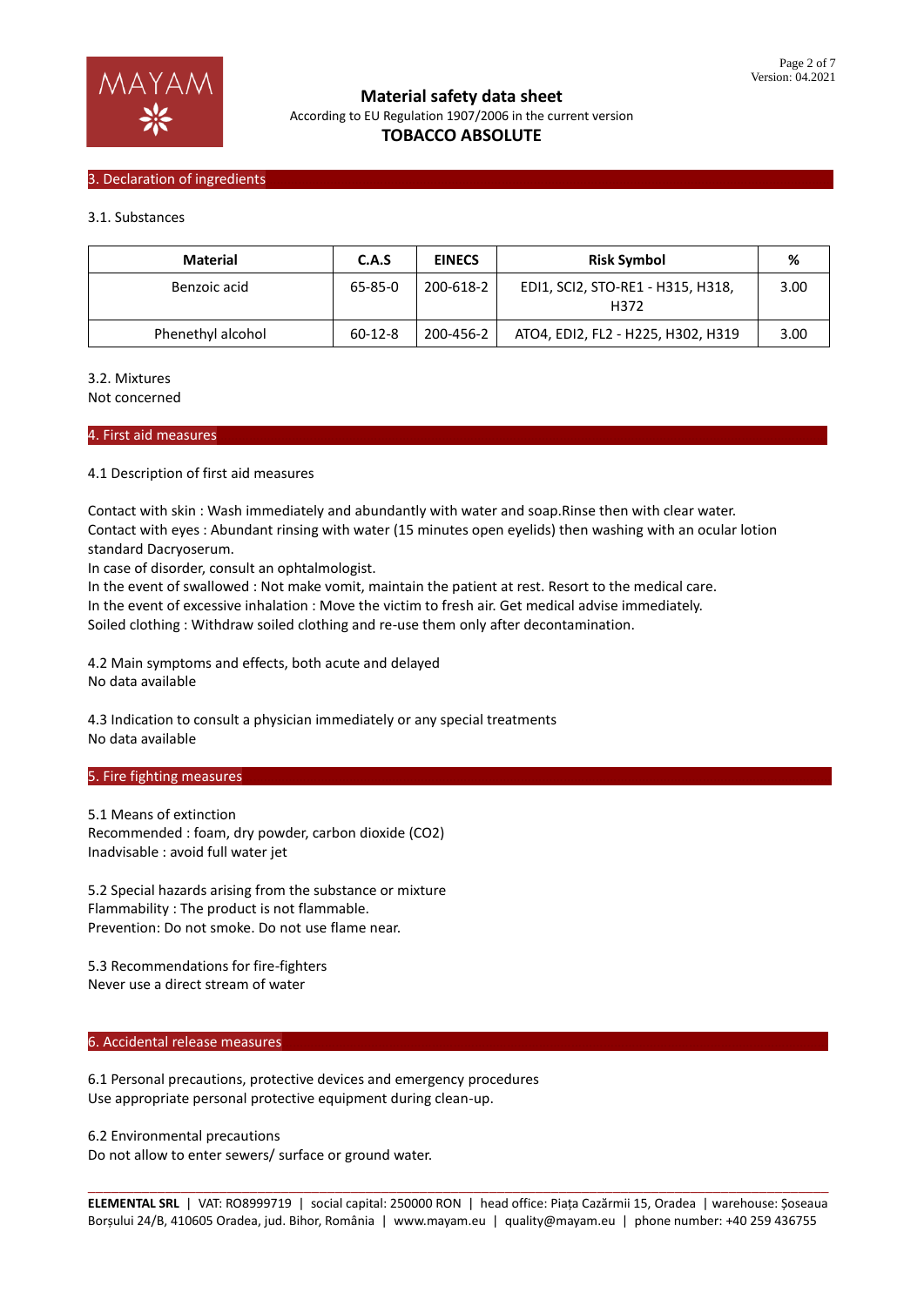## 3. Declaration of ingredients

3.1. Substances

| Material | C.A.S | EINECS | Risk Symbol | % |
|---|---|---|---|---|
| Benzoic acid | 65-85-0 | 200-618-2 | EDI1, SCI2, STO-RE1 - H315, H318, H372 | 3.00 |
| Phenethyl alcohol | 60-12-8 | 200-456-2 | ATO4, EDI2, FL2 - H225, H302, H319 | 3.00 |

3.2. Mixtures
Not concerned

## 4. First aid measures

4.1 Description of first aid measures

Contact with skin : Wash immediately and abundantly with water and soap.Rinse then with clear water.
Contact with eyes : Abundant rinsing with water (15 minutes open eyelids) then washing with an ocular lotion standard Dacryoserum.
In case of disorder, consult an ophtalmologist.
In the event of swallowed : Not make vomit, maintain the patient at rest. Resort to the medical care.
In the event of excessive inhalation : Move the victim to fresh air. Get medical advise immediately.
Soiled clothing : Withdraw soiled clothing and re-use them only after decontamination.

4.2 Main symptoms and effects, both acute and delayed
No data available

4.3 Indication to consult a physician immediately or any special treatments
No data available

## 5. Fire fighting measures

5.1 Means of extinction
Recommended : foam, dry powder, carbon dioxide ($CO_2$)
Inadvisable : avoid full water jet

5.2 Special hazards arising from the substance or mixture
Flammability : The product is not flammable.
Prevention: Do not smoke. Do not use flame near.

5.3 Recommendations for fire-fighters
Never use a direct stream of water

## 6. Accidental release measures

6.1 Personal precautions, protective devices and emergency procedures
Use appropriate personal protective equipment during clean-up.

6.2 Environmental precautions
Do not allow to enter sewers/ surface or ground water.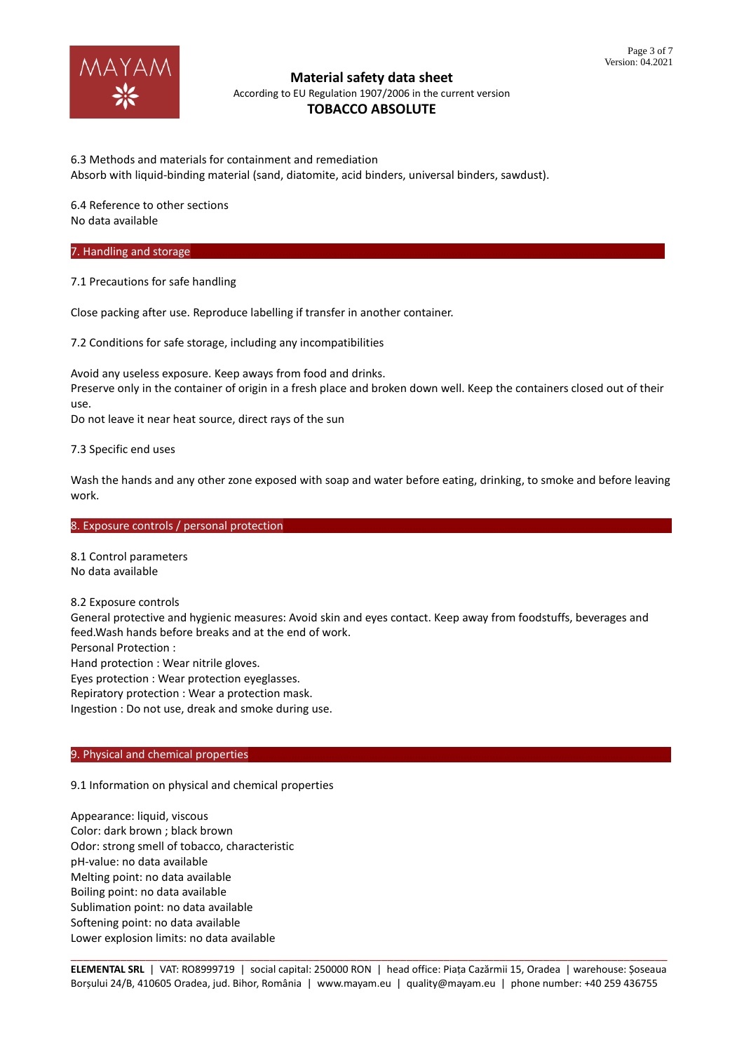6.3 Methods and materials for containment and remediation
Absorb with liquid-binding material (sand, diatomite, acid binders, universal binders, sawdust).

6.4 Reference to other sections
No data available

## 7. Handling and storage

7.1 Precautions for safe handling

Close packing after use. Reproduce labelling if transfer in another container.

7.2 Conditions for safe storage, including any incompatibilities

Avoid any useless exposure. Keep aways from food and drinks.
Preserve only in the container of origin in a fresh place and broken down well. Keep the containers closed out of their use.
Do not leave it near heat source, direct rays of the sun

7.3 Specific end uses

Wash the hands and any other zone exposed with soap and water before eating, drinking, to smoke and before leaving work.

## 8. Exposure controls / personal protection

8.1 Control parameters
No data available

8.2 Exposure controls
General protective and hygienic measures: Avoid skin and eyes contact. Keep away from foodstuffs, beverages and feed.Wash hands before breaks and at the end of work.
Personal Protection :
Hand protection : Wear nitrile gloves.
Eyes protection : Wear protection eyeglasses.
Repiratory protection : Wear a protection mask.
Ingestion : Do not use, dreak and smoke during use.

## 9. Physical and chemical properties

9.1 Information on physical and chemical properties

Appearance: liquid, viscous
Color: dark brown ; black brown
Odor: strong smell of tobacco, characteristic
pH-value: no data available
Melting point: no data available
Boiling point: no data available
Sublimation point: no data available
Softening point: no data available
Lower explosion limits: no data available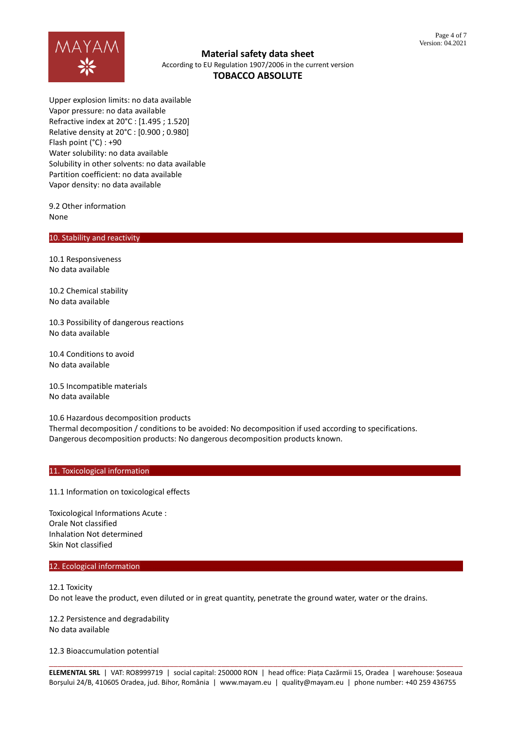Upper explosion limits: no data available
Vapor pressure: no data available
Refractive index at 20°C : [1.495 ; 1.520]
Relative density at 20°C : [0.900 ; 0.980]
Flash point (°C) : +90
Water solubility: no data available
Solubility in other solvents: no data available
Partition coefficient: no data available
Vapor density: no data available

9.2 Other information
None

## 10. Stability and reactivity

10.1 Responsiveness
No data available

10.2 Chemical stability
No data available

10.3 Possibility of dangerous reactions
No data available

10.4 Conditions to avoid
No data available

10.5 Incompatible materials
No data available

10.6 Hazardous decomposition products
Thermal decomposition / conditions to be avoided: No decomposition if used according to specifications.
Dangerous decomposition products: No dangerous decomposition products known.

## 11. Toxicological information

11.1 Information on toxicological effects

Toxicological Informations Acute :
Orale Not classified
Inhalation Not determined
Skin Not classified

## 12. Ecological information

12.1 Toxicity
Do not leave the product, even diluted or in great quantity, penetrate the ground water, water or the drains.

12.2 Persistence and degradability
No data available

12.3 Bioaccumulation potential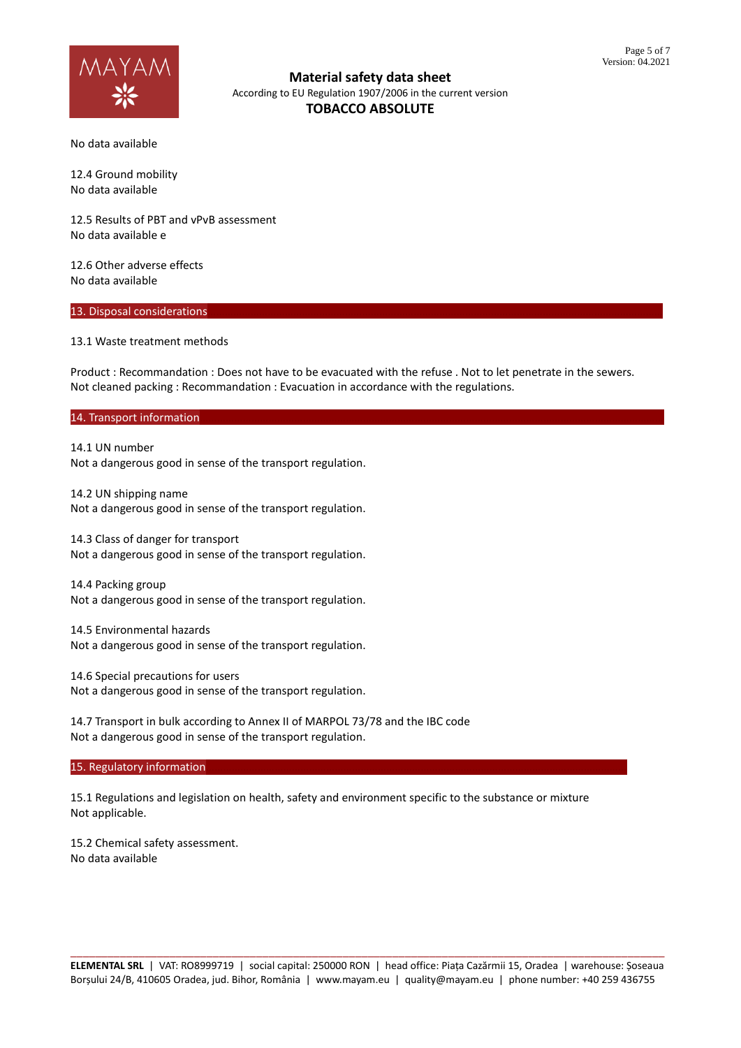No data available

12.4 Ground mobility
No data available

12.5 Results of PBT and vPvB assessment
No data available e

12.6 Other adverse effects
No data available

## 13. Disposal considerations

13.1 Waste treatment methods

Product : Recommandation : Does not have to be evacuated with the refuse . Not to let penetrate in the sewers.
Not cleaned packing : Recommandation : Evacuation in accordance with the regulations.

## 14. Transport information

14.1 UN number
Not a dangerous good in sense of the transport regulation.

14.2 UN shipping name
Not a dangerous good in sense of the transport regulation.

14.3 Class of danger for transport
Not a dangerous good in sense of the transport regulation.

14.4 Packing group
Not a dangerous good in sense of the transport regulation.

14.5 Environmental hazards
Not a dangerous good in sense of the transport regulation.

14.6 Special precautions for users
Not a dangerous good in sense of the transport regulation.

14.7 Transport in bulk according to Annex II of MARPOL 73/78 and the IBC code
Not a dangerous good in sense of the transport regulation.

## 15. Regulatory information

15.1 Regulations and legislation on health, safety and environment specific to the substance or mixture
Not applicable.

15.2 Chemical safety assessment.
No data available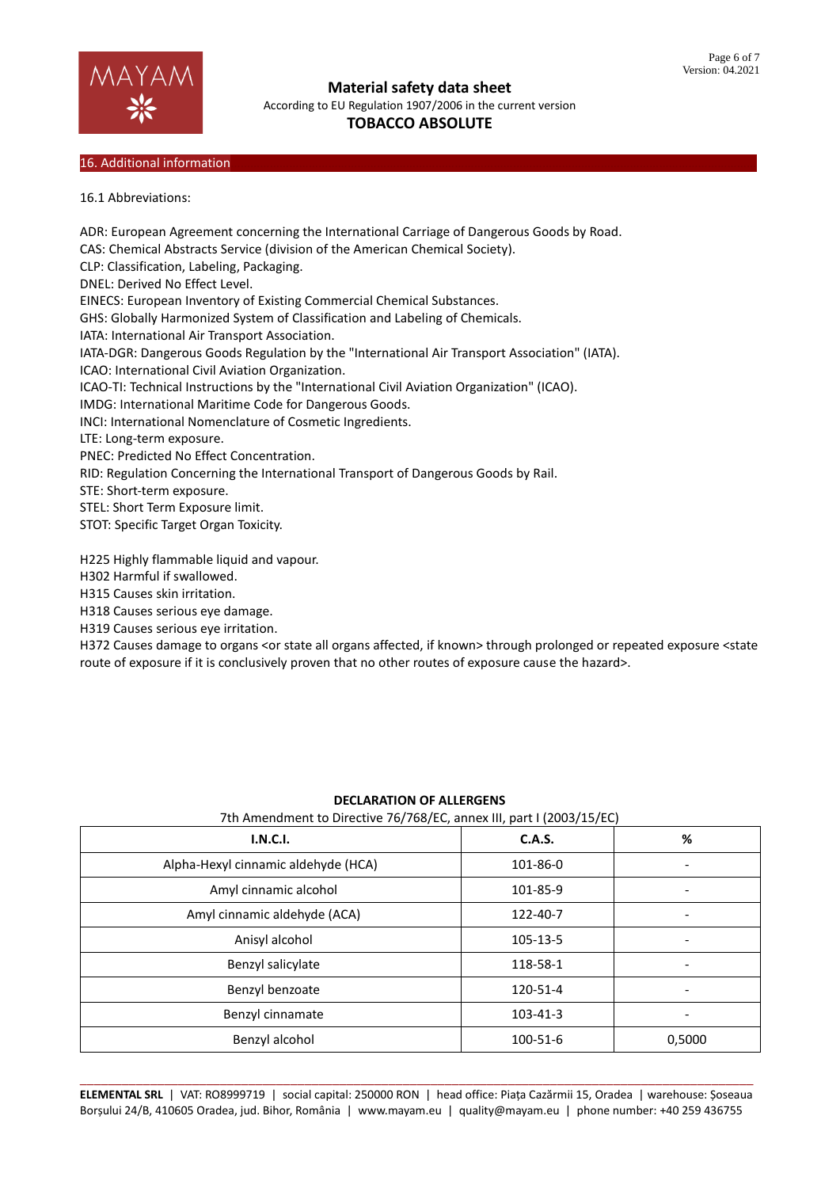## 16. Additional information

16.1 Abbreviations:

ADR: European Agreement concerning the International Carriage of Dangerous Goods by Road.
CAS: Chemical Abstracts Service (division of the American Chemical Society).
CLP: Classification, Labeling, Packaging.
DNEL: Derived No Effect Level.
EINECS: European Inventory of Existing Commercial Chemical Substances.
GHS: Globally Harmonized System of Classification and Labeling of Chemicals.
IATA: International Air Transport Association.
IATA-DGR: Dangerous Goods Regulation by the "International Air Transport Association" (IATA).
ICAO: International Civil Aviation Organization.
ICAO-TI: Technical Instructions by the "International Civil Aviation Organization" (ICAO).
IMDG: International Maritime Code for Dangerous Goods.
INCI: International Nomenclature of Cosmetic Ingredients.
LTE: Long-term exposure.
PNEC: Predicted No Effect Concentration.
RID: Regulation Concerning the International Transport of Dangerous Goods by Rail.
STE: Short-term exposure.
STEL: Short Term Exposure limit.
STOT: Specific Target Organ Toxicity.

H225 Highly flammable liquid and vapour.
H302 Harmful if swallowed.
H315 Causes skin irritation.
H318 Causes serious eye damage.
H319 Causes serious eye irritation.
H372 Causes damage to organs <or state all organs affected, if known> through prolonged or repeated exposure <state route of exposure if it is conclusively proven that no other routes of exposure cause the hazard>.

**DECLARATION OF ALLERGENS**

7th Amendment to Directive 76/768/EC, annex III, part I (2003/15/EC)

| I.N.C.I. | C.A.S. | % |
|---|---|---|
| Alpha-Hexyl cinnamic aldehyde (HCA) | 101-86-0 | - |
| Amyl cinnamic alcohol | 101-85-9 | - |
| Amyl cinnamic aldehyde (ACA) | 122-40-7 | - |
| Anisyl alcohol | 105-13-5 | - |
| Benzyl salicylate | 118-58-1 | - |
| Benzyl benzoate | 120-51-4 | - |
| Benzyl cinnamate | 103-41-3 | - |
| Benzyl alcohol | 100-51-6 | 0,5000 |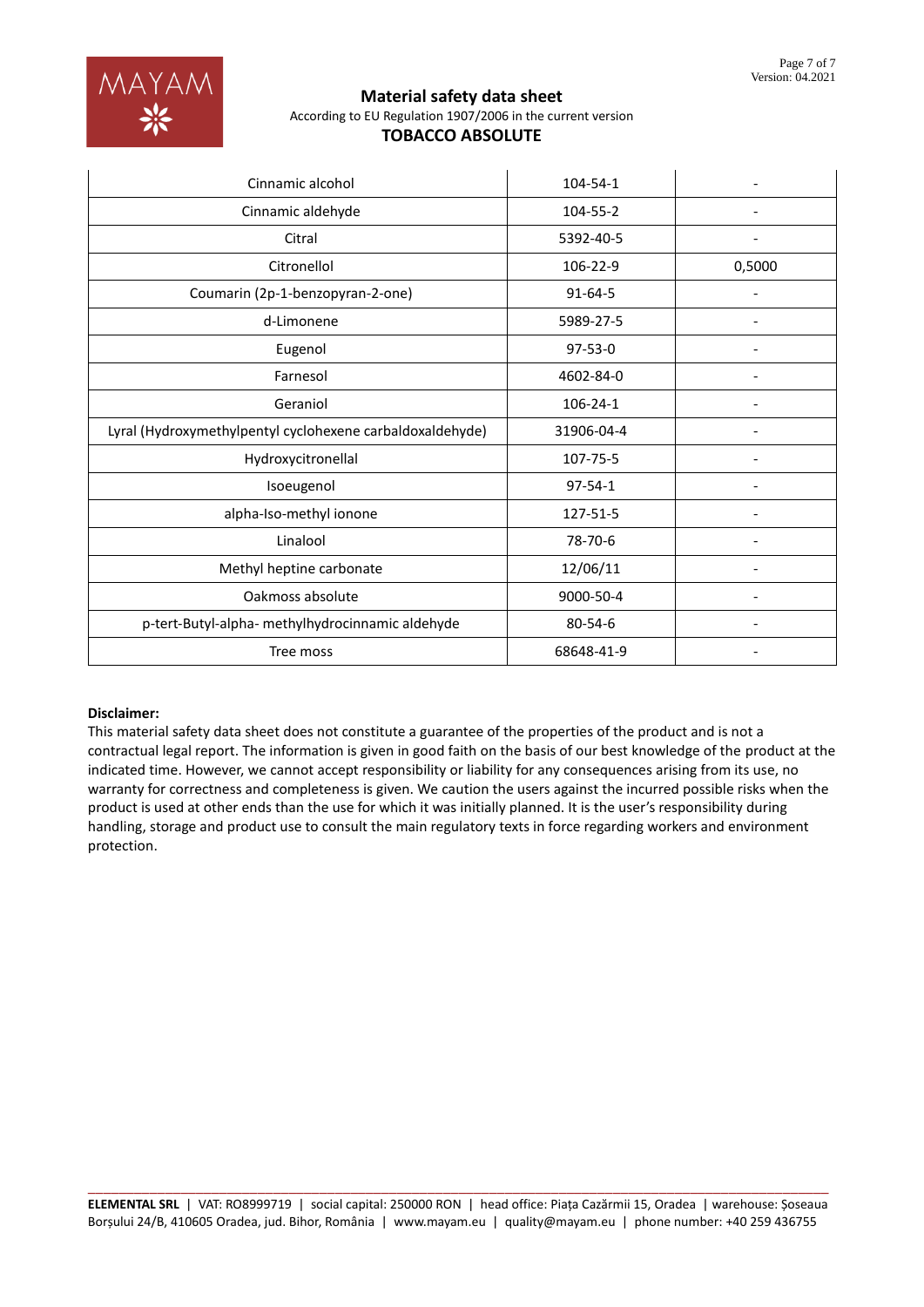| | | |
|---|---|---|
| Cinnamic alcohol | 104-54-1 | - |
| Cinnamic aldehyde | 104-55-2 | - |
| Citral | 5392-40-5 | - |
| Citronellol | 106-22-9 | 0,5000 |
| Coumarin (2p-1-benzopyran-2-one) | 91-64-5 | - |
| d-Limonene | 5989-27-5 | - |
| Eugenol | 97-53-0 | - |
| Farnesol | 4602-84-0 | - |
| Geraniol | 106-24-1 | - |
| Lyral (Hydroxymethylpentyl cyclohexene carbaldoxaldehyde) | 31906-04-4 | - |
| Hydroxycitronellal | 107-75-5 | - |
| Isoeugenol | 97-54-1 | - |
| alpha-Iso-methyl ionone | 127-51-5 | - |
| Linalool | 78-70-6 | - |
| Methyl heptine carbonate | 12/06/11 | - |
| Oakmoss absolute | 9000-50-4 | - |
| p-tert-Butyl-alpha- methylhydrocinnamic aldehyde | 80-54-6 | - |
| Tree moss | 68648-41-9 | - |

**Disclaimer:**

This material safety data sheet does not constitute a guarantee of the properties of the product and is not a contractual legal report. The information is given in good faith on the basis of our best knowledge of the product at the indicated time. However, we cannot accept responsibility or liability for any consequences arising from its use, no warranty for correctness and completeness is given. We caution the users against the incurred possible risks when the product is used at other ends than the use for which it was initially planned. It is the user's responsibility during handling, storage and product use to consult the main regulatory texts in force regarding workers and environment protection.